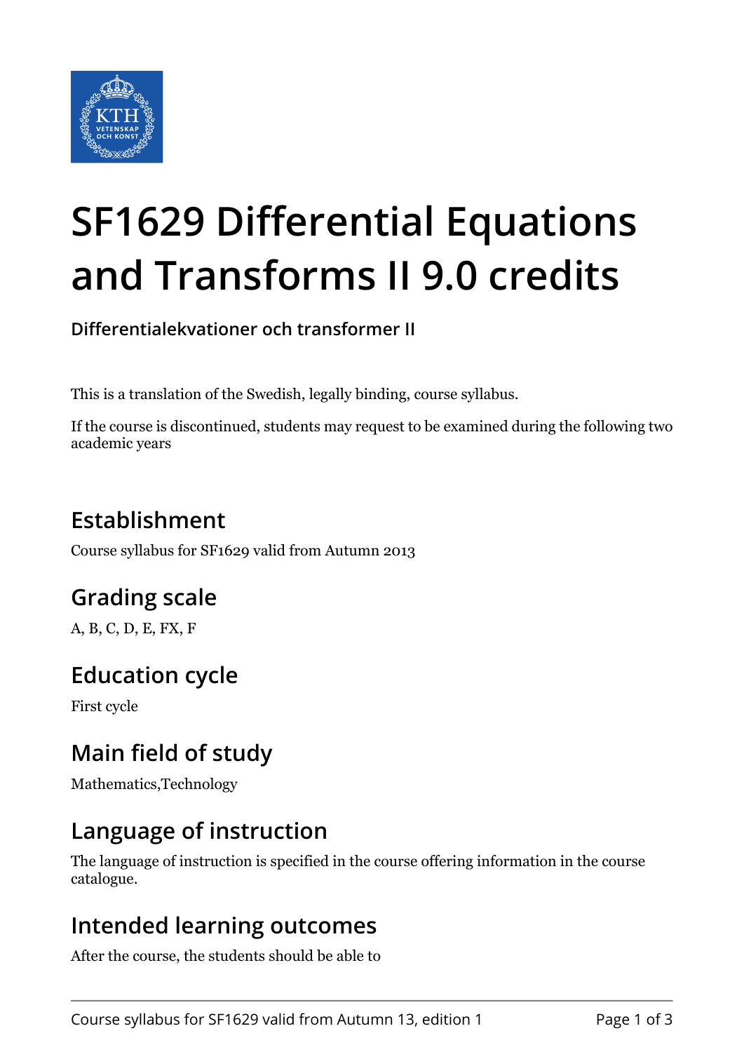# SF1629 Differential Equations and Transforms II 9.0 credits

**Differentialekvationer och transformer II**

This is a translation of the Swedish, legally binding, course syllabus.

If the course is discontinued, students may request to be examined during the following two academic years

## Establishment

Course syllabus for SF1629 valid from Autumn 2013

## Grading scale

A, B, C, D, E, FX, F

## Education cycle

First cycle

## Main field of study

Mathematics,Technology

## Language of instruction

The language of instruction is specified in the course offering information in the course catalogue.

## Intended learning outcomes

After the course, the students should be able to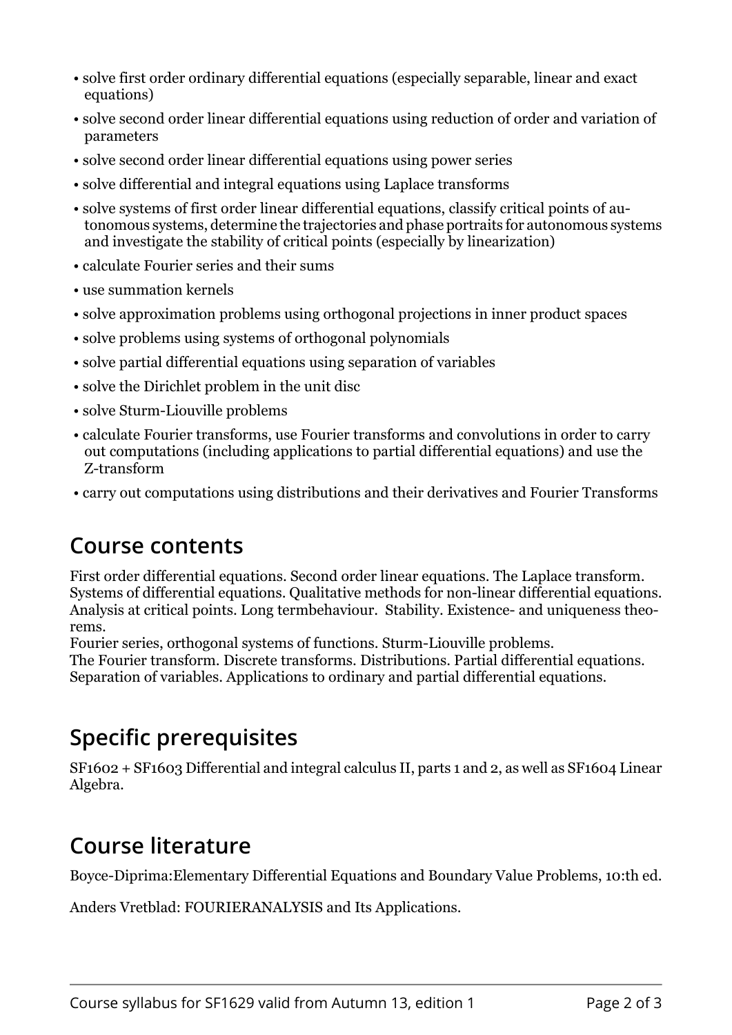- solve first order ordinary differential equations (especially separable, linear and exact equations)
- solve second order linear differential equations using reduction of order and variation of parameters
- solve second order linear differential equations using power series
- solve differential and integral equations using Laplace transforms
- solve systems of first order linear differential equations, classify critical points of autonomous systems, determine the trajectories and phase portraits for autonomous systems and investigate the stability of critical points (especially by linearization)
- calculate Fourier series and their sums
- use summation kernels
- solve approximation problems using orthogonal projections in inner product spaces
- solve problems using systems of orthogonal polynomials
- solve partial differential equations using separation of variables
- solve the Dirichlet problem in the unit disc
- solve Sturm-Liouville problems
- calculate Fourier transforms, use Fourier transforms and convolutions in order to carry out computations (including applications to partial differential equations) and use the Z-transform
- carry out computations using distributions and their derivatives and Fourier Transforms

## Course contents

First order differential equations. Second order linear equations. The Laplace transform. Systems of differential equations. Qualitative methods for non-linear differential equations. Analysis at critical points. Long termbehaviour. Stability. Existence- and uniqueness theorems.

Fourier series, orthogonal systems of functions. Sturm-Liouville problems.

The Fourier transform. Discrete transforms. Distributions. Partial differential equations. Separation of variables. Applications to ordinary and partial differential equations.

## Specific prerequisites

SF1602 + SF1603 Differential and integral calculus II, parts 1 and 2, as well as SF1604 Linear Algebra.

## Course literature

Boyce-Diprima:Elementary Differential Equations and Boundary Value Problems, 10:th ed.

Anders Vretblad: FOURIERANALYSIS and Its Applications.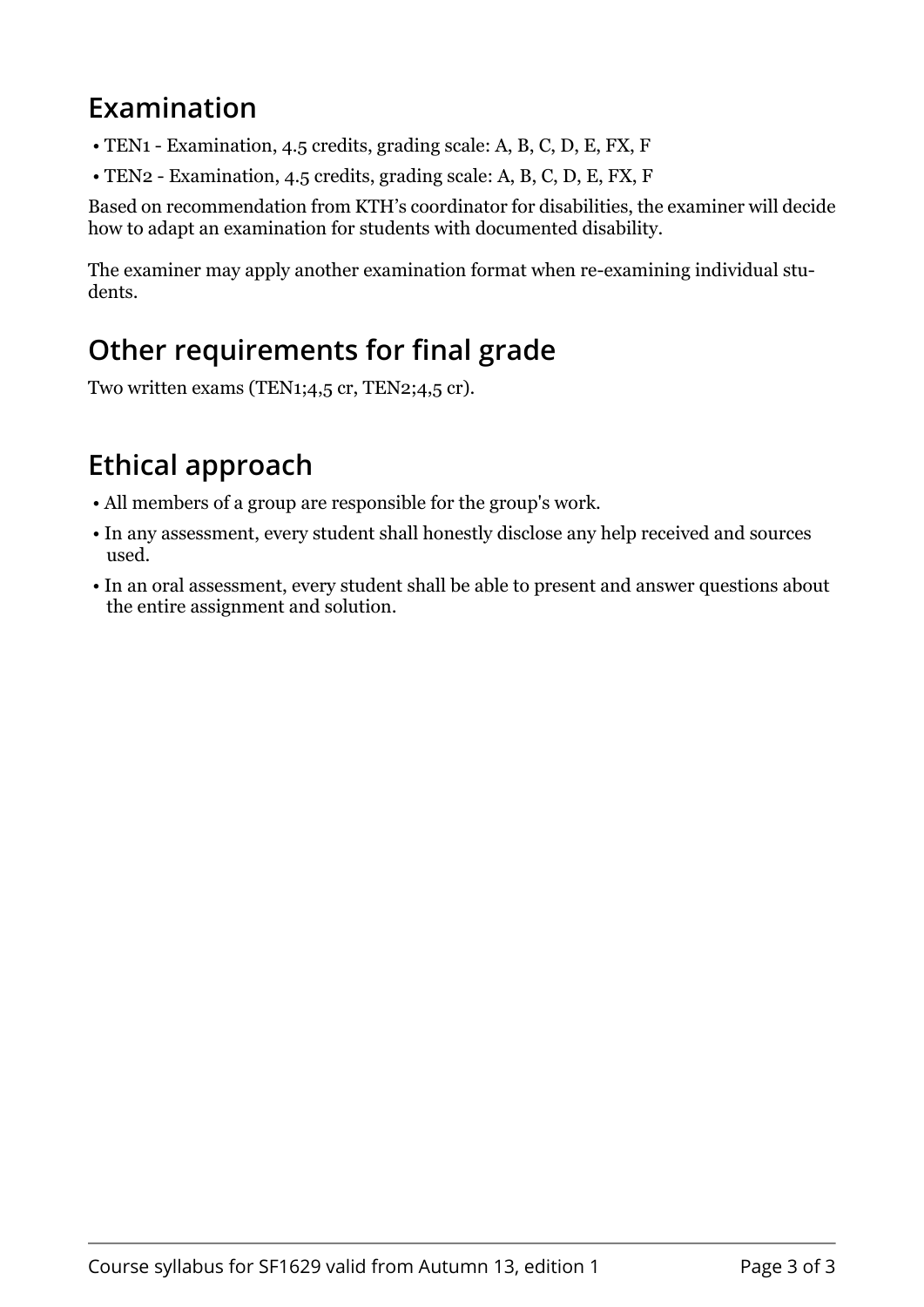## Examination

- TEN1 - Examination, 4.5 credits, grading scale: A, B, C, D, E, FX, F
- TEN2 - Examination, 4.5 credits, grading scale: A, B, C, D, E, FX, F

Based on recommendation from KTH's coordinator for disabilities, the examiner will decide how to adapt an examination for students with documented disability.

The examiner may apply another examination format when re-examining individual students.

## Other requirements for final grade

Two written exams (TEN1;4,5 cr, TEN2;4,5 cr).

## Ethical approach

- All members of a group are responsible for the group's work.
- In any assessment, every student shall honestly disclose any help received and sources used.
- In an oral assessment, every student shall be able to present and answer questions about the entire assignment and solution.